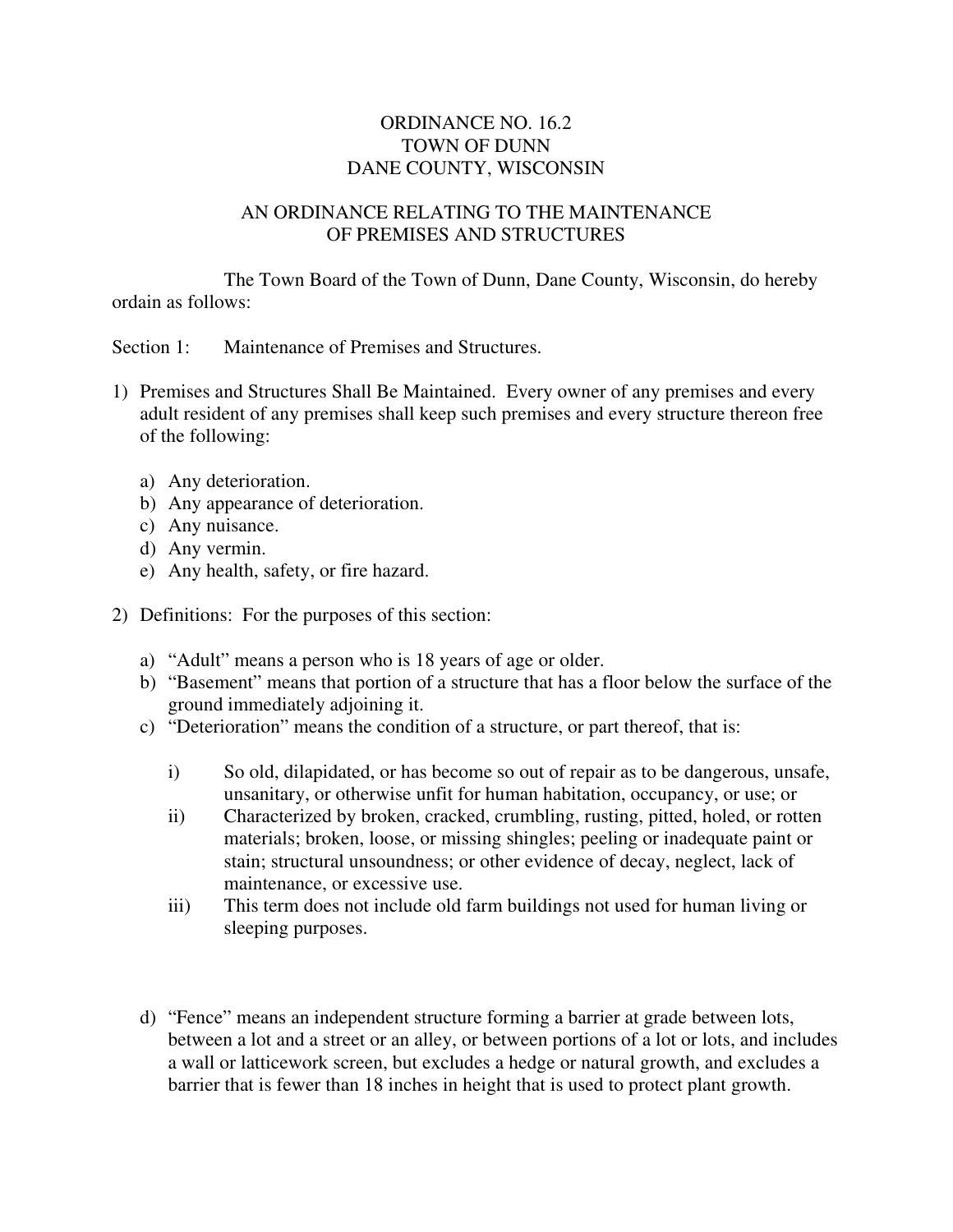# ORDINANCE NO. 16.2
# TOWN OF DUNN
# DANE COUNTY, WISCONSIN

## AN ORDINANCE RELATING TO THE MAINTENANCE OF PREMISES AND STRUCTURES

The Town Board of the Town of Dunn, Dane County, Wisconsin, do hereby ordain as follows:

Section 1: Maintenance of Premises and Structures.

1) Premises and Structures Shall Be Maintained. Every owner of any premises and every adult resident of any premises shall keep such premises and every structure thereon free of the following:

   a) Any deterioration.
   b) Any appearance of deterioration.
   c) Any nuisance.
   d) Any vermin.
   e) Any health, safety, or fire hazard.

2) Definitions: For the purposes of this section:

   a) "Adult" means a person who is 18 years of age or older.
   b) "Basement" means that portion of a structure that has a floor below the surface of the ground immediately adjoining it.
   c) "Deterioration" means the condition of a structure, or part thereof, that is:

      i) So old, dilapidated, or has become so out of repair as to be dangerous, unsafe, unsanitary, or otherwise unfit for human habitation, occupancy, or use; or
      ii) Characterized by broken, cracked, crumbling, rusting, pitted, holed, or rotten materials; broken, loose, or missing shingles; peeling or inadequate paint or stain; structural unsoundness; or other evidence of decay, neglect, lack of maintenance, or excessive use.
      iii) This term does not include old farm buildings not used for human living or sleeping purposes.

   d) "Fence" means an independent structure forming a barrier at grade between lots, between a lot and a street or an alley, or between portions of a lot or lots, and includes a wall or latticework screen, but excludes a hedge or natural growth, and excludes a barrier that is fewer than 18 inches in height that is used to protect plant growth.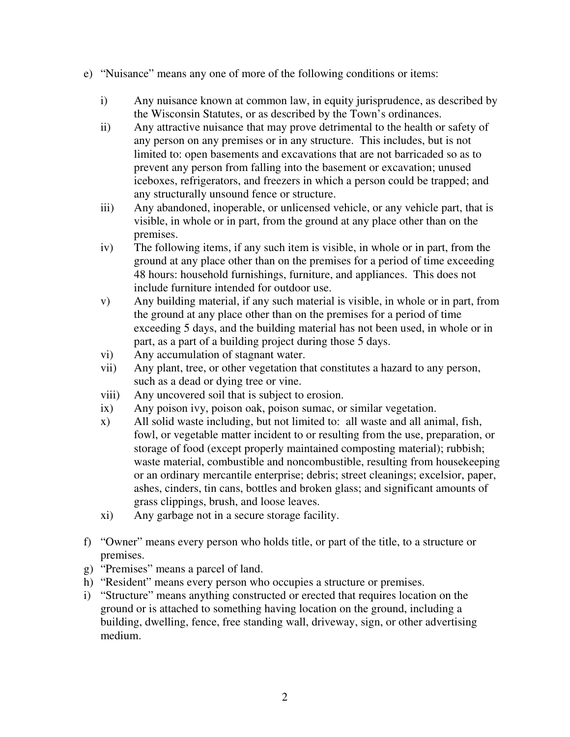e) "Nuisance" means any one of more of the following conditions or items:

   i) Any nuisance known at common law, in equity jurisprudence, as described by the Wisconsin Statutes, or as described by the Town's ordinances.
   ii) Any attractive nuisance that may prove detrimental to the health or safety of any person on any premises or in any structure. This includes, but is not limited to: open basements and excavations that are not barricaded so as to prevent any person from falling into the basement or excavation; unused iceboxes, refrigerators, and freezers in which a person could be trapped; and any structurally unsound fence or structure.
   iii) Any abandoned, inoperable, or unlicensed vehicle, or any vehicle part, that is visible, in whole or in part, from the ground at any place other than on the premises.
   iv) The following items, if any such item is visible, in whole or in part, from the ground at any place other than on the premises for a period of time exceeding 48 hours: household furnishings, furniture, and appliances. This does not include furniture intended for outdoor use.
   v) Any building material, if any such material is visible, in whole or in part, from the ground at any place other than on the premises for a period of time exceeding 5 days, and the building material has not been used, in whole or in part, as a part of a building project during those 5 days.
   vi) Any accumulation of stagnant water.
   vii) Any plant, tree, or other vegetation that constitutes a hazard to any person, such as a dead or dying tree or vine.
   viii) Any uncovered soil that is subject to erosion.
   ix) Any poison ivy, poison oak, poison sumac, or similar vegetation.
   x) All solid waste including, but not limited to: all waste and all animal, fish, fowl, or vegetable matter incident to or resulting from the use, preparation, or storage of food (except properly maintained composting material); rubbish; waste material, combustible and noncombustible, resulting from housekeeping or an ordinary mercantile enterprise; debris; street cleanings; excelsior, paper, ashes, cinders, tin cans, bottles and broken glass; and significant amounts of grass clippings, brush, and loose leaves.
   xi) Any garbage not in a secure storage facility.

f) "Owner" means every person who holds title, or part of the title, to a structure or premises.

g) "Premises" means a parcel of land.

h) "Resident" means every person who occupies a structure or premises.

i) "Structure" means anything constructed or erected that requires location on the ground or is attached to something having location on the ground, including a building, dwelling, fence, free standing wall, driveway, sign, or other advertising medium.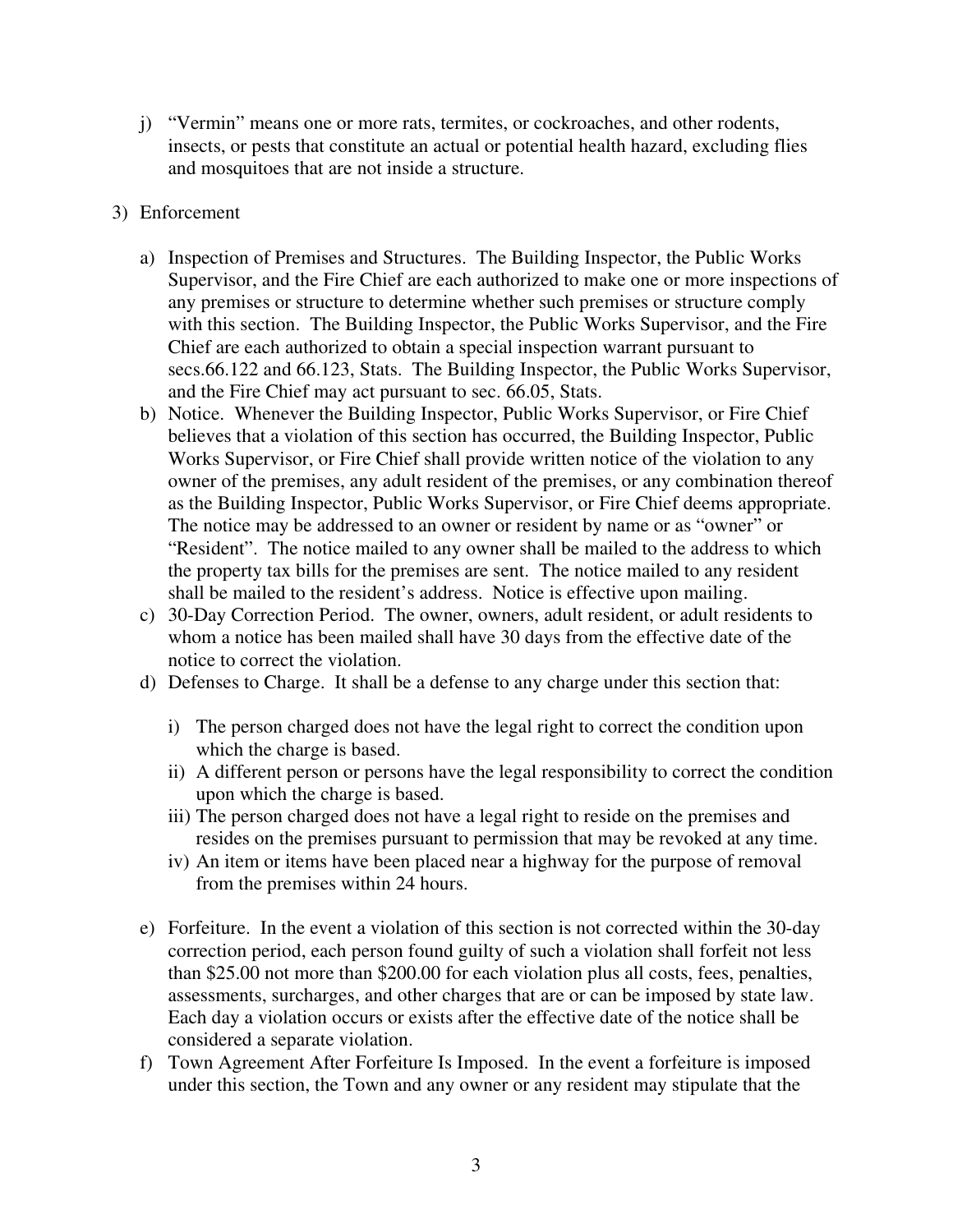j) "Vermin" means one or more rats, termites, or cockroaches, and other rodents, insects, or pests that constitute an actual or potential health hazard, excluding flies and mosquitoes that are not inside a structure.

3) Enforcement

   a) Inspection of Premises and Structures. The Building Inspector, the Public Works Supervisor, and the Fire Chief are each authorized to make one or more inspections of any premises or structure to determine whether such premises or structure comply with this section. The Building Inspector, the Public Works Supervisor, and the Fire Chief are each authorized to obtain a special inspection warrant pursuant to secs.66.122 and 66.123, Stats. The Building Inspector, the Public Works Supervisor, and the Fire Chief may act pursuant to sec. 66.05, Stats.
   b) Notice. Whenever the Building Inspector, Public Works Supervisor, or Fire Chief believes that a violation of this section has occurred, the Building Inspector, Public Works Supervisor, or Fire Chief shall provide written notice of the violation to any owner of the premises, any adult resident of the premises, or any combination thereof as the Building Inspector, Public Works Supervisor, or Fire Chief deems appropriate. The notice may be addressed to an owner or resident by name or as "owner" or "Resident". The notice mailed to any owner shall be mailed to the address to which the property tax bills for the premises are sent. The notice mailed to any resident shall be mailed to the resident's address. Notice is effective upon mailing.
   c) 30-Day Correction Period. The owner, owners, adult resident, or adult residents to whom a notice has been mailed shall have 30 days from the effective date of the notice to correct the violation.
   d) Defenses to Charge. It shall be a defense to any charge under this section that:

      i) The person charged does not have the legal right to correct the condition upon which the charge is based.
      ii) A different person or persons have the legal responsibility to correct the condition upon which the charge is based.
      iii) The person charged does not have a legal right to reside on the premises and resides on the premises pursuant to permission that may be revoked at any time.
      iv) An item or items have been placed near a highway for the purpose of removal from the premises within 24 hours.

   e) Forfeiture. In the event a violation of this section is not corrected within the 30-day correction period, each person found guilty of such a violation shall forfeit not less than $25.00 not more than $200.00 for each violation plus all costs, fees, penalties, assessments, surcharges, and other charges that are or can be imposed by state law. Each day a violation occurs or exists after the effective date of the notice shall be considered a separate violation.
   f) Town Agreement After Forfeiture Is Imposed. In the event a forfeiture is imposed under this section, the Town and any owner or any resident may stipulate that the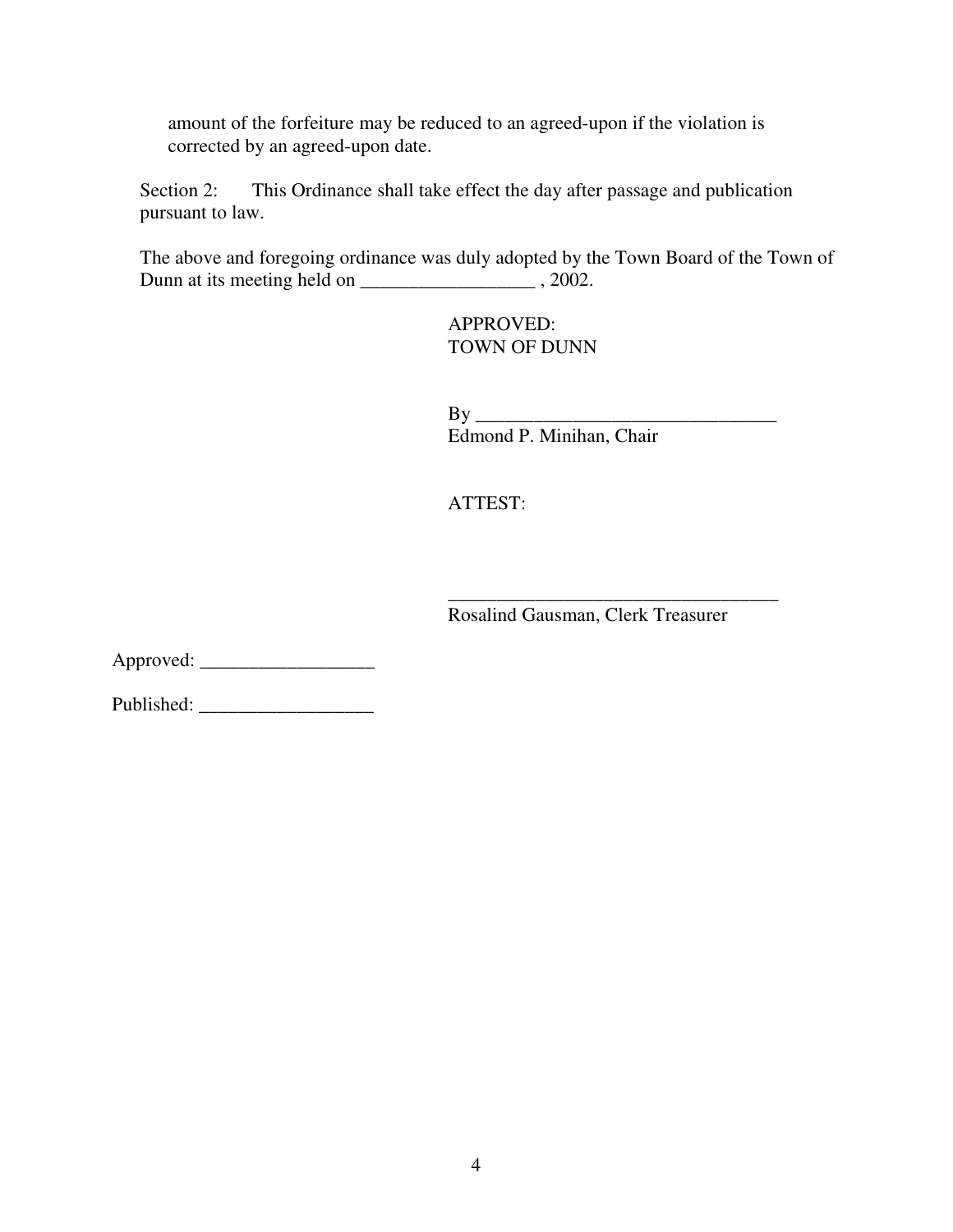amount of the forfeiture may be reduced to an agreed-upon if the violation is corrected by an agreed-upon date.

Section 2: This Ordinance shall take effect the day after passage and publication pursuant to law.

The above and foregoing ordinance was duly adopted by the Town Board of the Town of Dunn at its meeting held on __________________ , 2002.

APPROVED:
TOWN OF DUNN

By _______________________________
Edmond P. Minihan, Chair

ATTEST:

__________________________________
Rosalind Gausman, Clerk Treasurer

Approved: __________________

Published: __________________